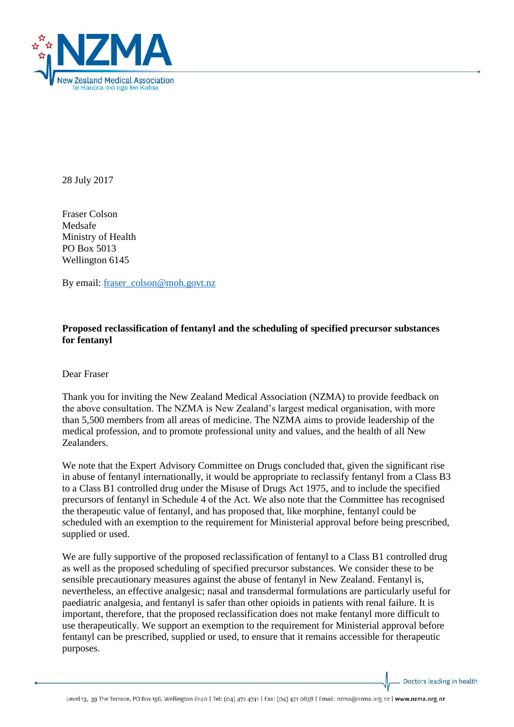28 July 2017

Fraser Colson
Medsafe
Ministry of Health
PO Box 5013
Wellington 6145

By email: fraser_colson@moh.govt.nz

**Proposed reclassification of fentanyl and the scheduling of specified precursor substances for fentanyl**

Dear Fraser

Thank you for inviting the New Zealand Medical Association (NZMA) to provide feedback on the above consultation. The NZMA is New Zealand's largest medical organisation, with more than 5,500 members from all areas of medicine. The NZMA aims to provide leadership of the medical profession, and to promote professional unity and values, and the health of all New Zealanders.

We note that the Expert Advisory Committee on Drugs concluded that, given the significant rise in abuse of fentanyl internationally, it would be appropriate to reclassify fentanyl from a Class B3 to a Class B1 controlled drug under the Misuse of Drugs Act 1975, and to include the specified precursors of fentanyl in Schedule 4 of the Act. We also note that the Committee has recognised the therapeutic value of fentanyl, and has proposed that, like morphine, fentanyl could be scheduled with an exemption to the requirement for Ministerial approval before being prescribed, supplied or used.

We are fully supportive of the proposed reclassification of fentanyl to a Class B1 controlled drug as well as the proposed scheduling of specified precursor substances. We consider these to be sensible precautionary measures against the abuse of fentanyl in New Zealand. Fentanyl is, nevertheless, an effective analgesic; nasal and transdermal formulations are particularly useful for paediatric analgesia, and fentanyl is safer than other opioids in patients with renal failure. It is important, therefore, that the proposed reclassification does not make fentanyl more difficult to use therapeutically. We support an exemption to the requirement for Ministerial approval before fentanyl can be prescribed, supplied or used, to ensure that it remains accessible for therapeutic purposes.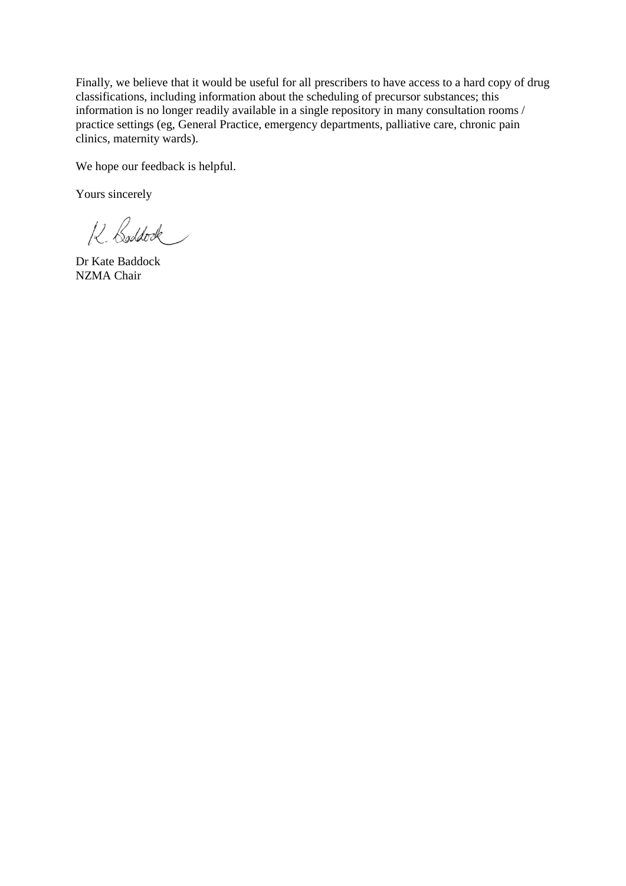Finally, we believe that it would be useful for all prescribers to have access to a hard copy of drug classifications, including information about the scheduling of precursor substances; this information is no longer readily available in a single repository in many consultation rooms / practice settings (eg, General Practice, emergency departments, palliative care, chronic pain clinics, maternity wards).

We hope our feedback is helpful.

Yours sincerely

Dr Kate Baddock
NZMA Chair